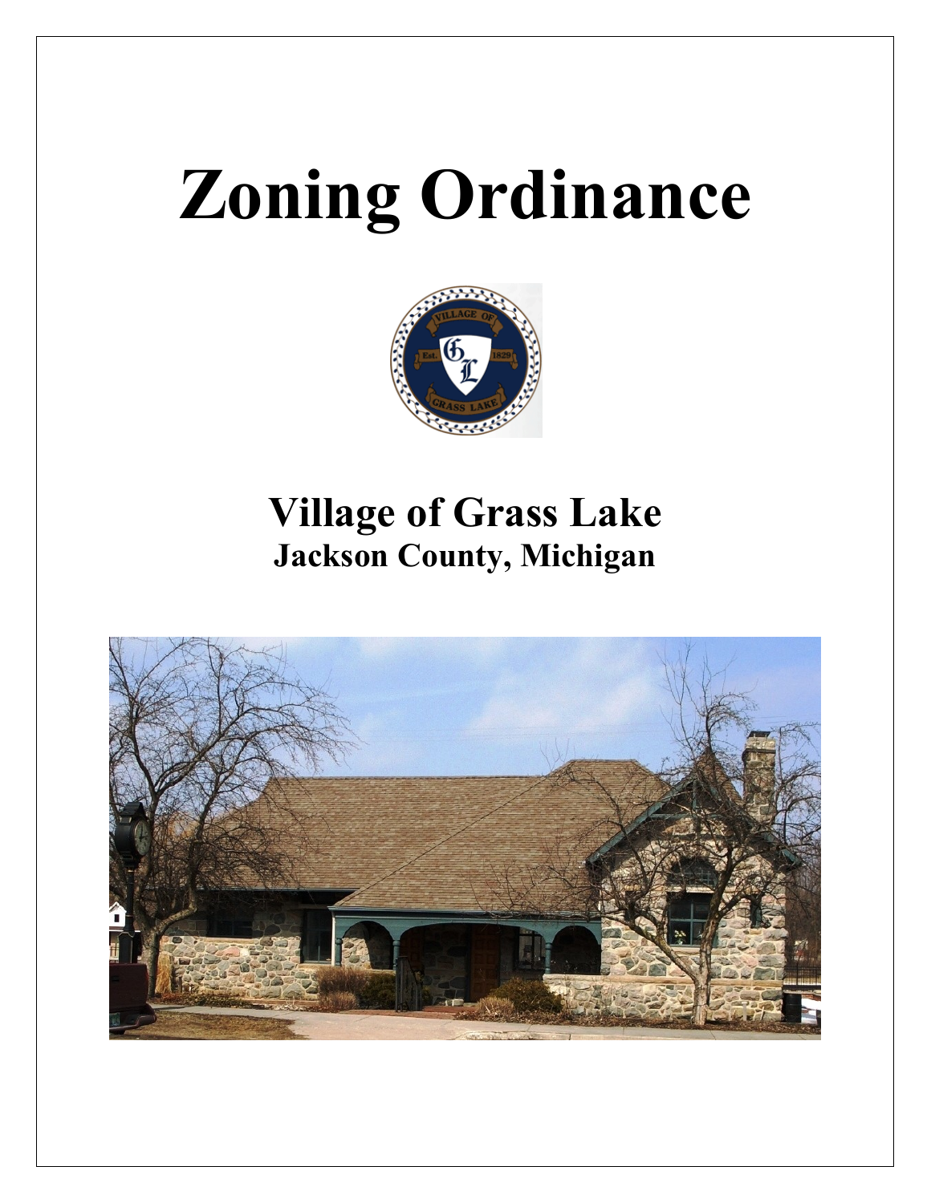# Zoning Ordinance

## Village of Grass Lake
### Jackson County, Michigan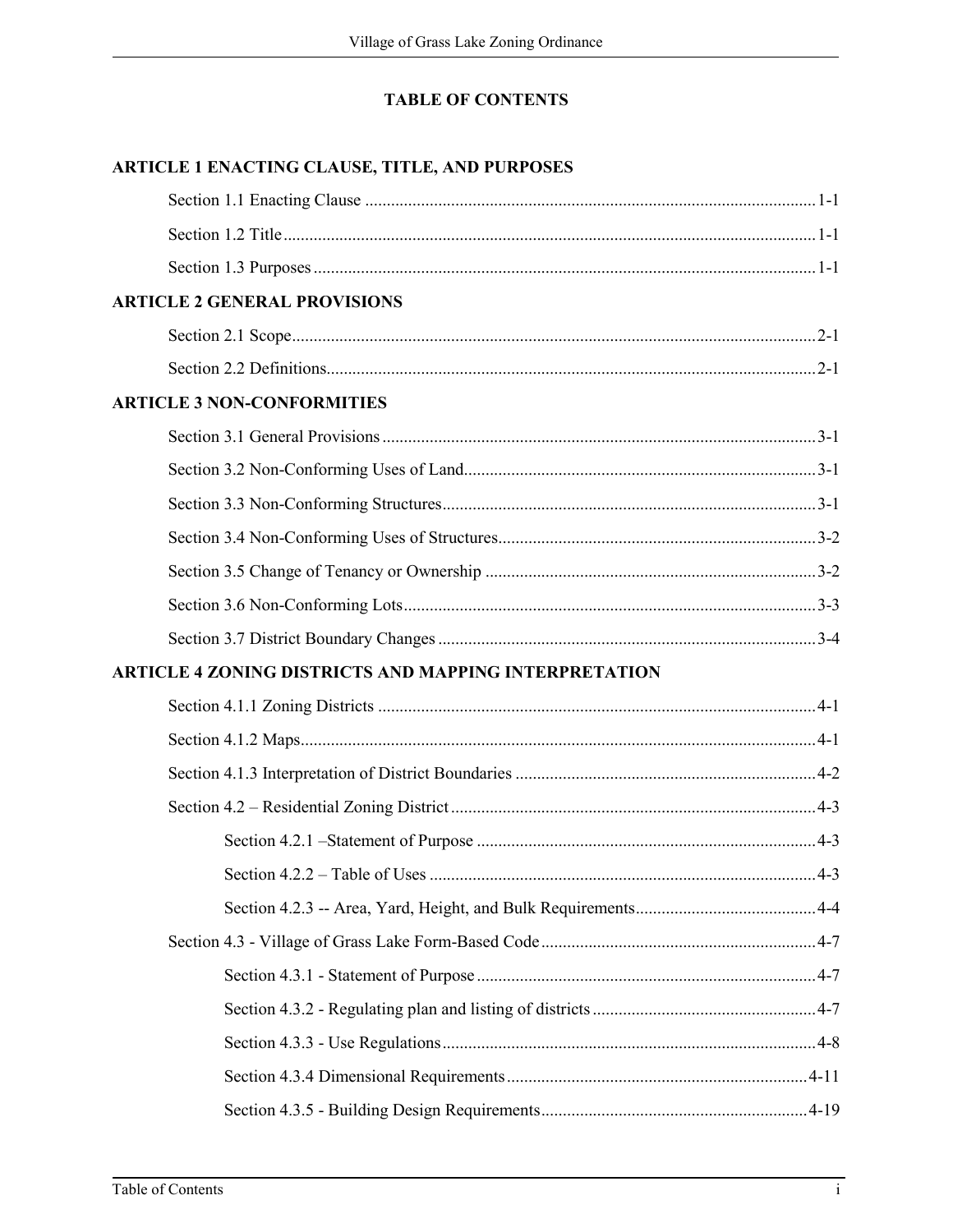# TABLE OF CONTENTS

## ARTICLE 1 ENACTING CLAUSE, TITLE, AND PURPOSES

- Section 1.1 Enacting Clause ........................................ 1-1
- Section 1.2 Title ........................................ 1-1
- Section 1.3 Purposes ........................................ 1-1

## ARTICLE 2 GENERAL PROVISIONS

- Section 2.1 Scope ........................................ 2-1
- Section 2.2 Definitions ........................................ 2-1

## ARTICLE 3 NON-CONFORMITIES

- Section 3.1 General Provisions ........................................ 3-1
- Section 3.2 Non-Conforming Uses of Land ........................................ 3-1
- Section 3.3 Non-Conforming Structures ........................................ 3-1
- Section 3.4 Non-Conforming Uses of Structures ........................................ 3-2
- Section 3.5 Change of Tenancy or Ownership ........................................ 3-2
- Section 3.6 Non-Conforming Lots ........................................ 3-3
- Section 3.7 District Boundary Changes ........................................ 3-4

## ARTICLE 4 ZONING DISTRICTS AND MAPPING INTERPRETATION

- Section 4.1.1 Zoning Districts ........................................ 4-1
- Section 4.1.2 Maps ........................................ 4-1
- Section 4.1.3 Interpretation of District Boundaries ........................................ 4-2
- Section 4.2 – Residential Zoning District ........................................ 4-3
  - Section 4.2.1 –Statement of Purpose ........................................ 4-3
  - Section 4.2.2 – Table of Uses ........................................ 4-3
  - Section 4.2.3 -- Area, Yard, Height, and Bulk Requirements ........................................ 4-4
- Section 4.3 - Village of Grass Lake Form-Based Code ........................................ 4-7
  - Section 4.3.1 - Statement of Purpose ........................................ 4-7
  - Section 4.3.2 - Regulating plan and listing of districts ........................................ 4-7
  - Section 4.3.3 - Use Regulations ........................................ 4-8
  - Section 4.3.4 Dimensional Requirements ........................................ 4-11
  - Section 4.3.5 - Building Design Requirements ........................................ 4-19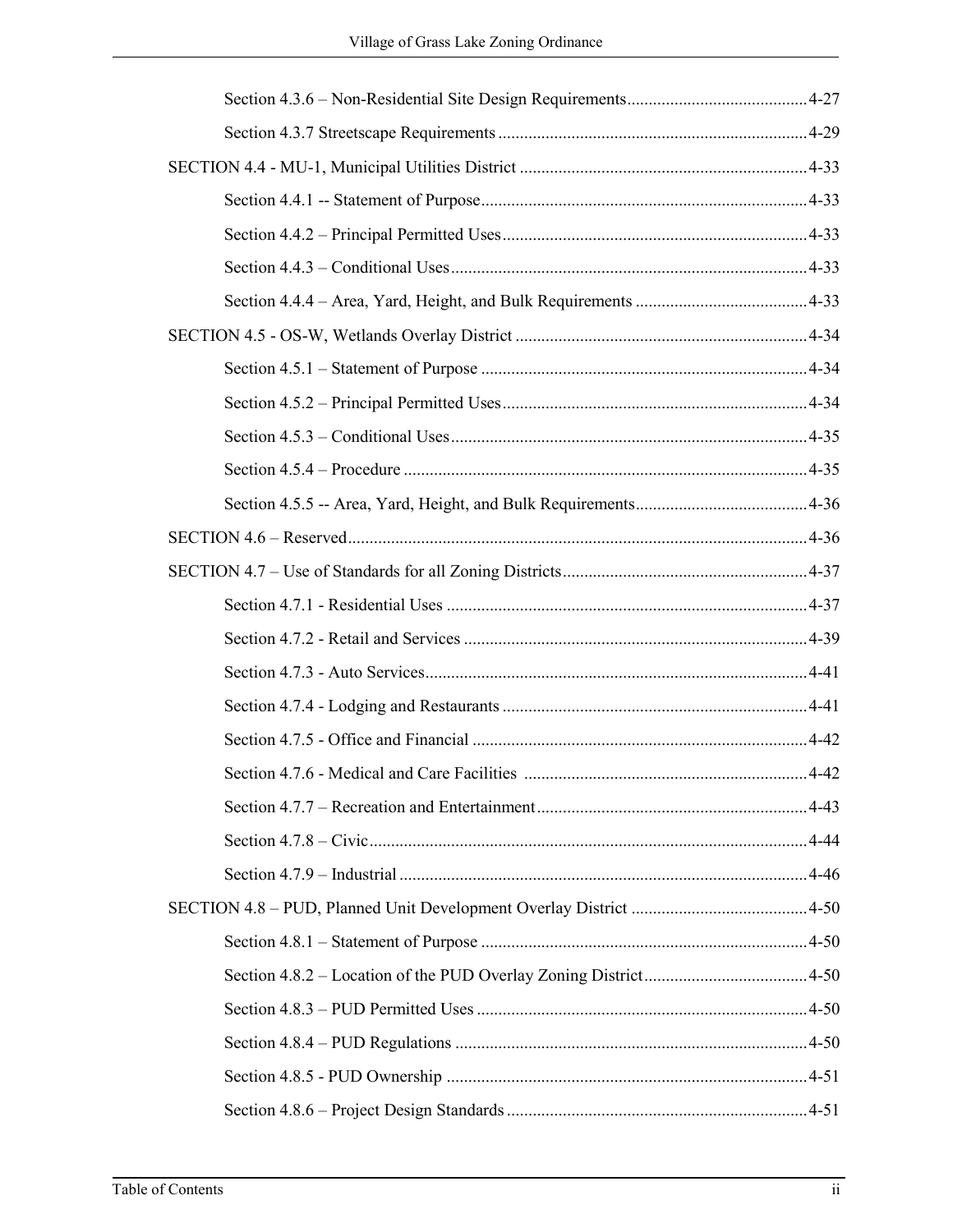Section 4.3.6 – Non-Residential Site Design Requirements .......................................... 4-27

Section 4.3.7 Streetscape Requirements ........................................................................ 4-29

SECTION 4.4 - MU-1, Municipal Utilities District .................................................................. 4-33

Section 4.4.1 -- Statement of Purpose ............................................................................ 4-33

Section 4.4.2 – Principal Permitted Uses ....................................................................... 4-33

Section 4.4.3 – Conditional Uses ................................................................................... 4-33

Section 4.4.4 – Area, Yard, Height, and Bulk Requirements ........................................ 4-33

SECTION 4.5 - OS-W, Wetlands Overlay District ................................................................... 4-34

Section 4.5.1 – Statement of Purpose ............................................................................ 4-34

Section 4.5.2 – Principal Permitted Uses ....................................................................... 4-34

Section 4.5.3 – Conditional Uses ................................................................................... 4-35

Section 4.5.4 – Procedure ............................................................................................. 4-35

Section 4.5.5 -- Area, Yard, Height, and Bulk Requirements ........................................ 4-36

SECTION 4.6 – Reserved .......................................................................................................... 4-36

SECTION 4.7 – Use of Standards for all Zoning Districts ......................................................... 4-37

Section 4.7.1 - Residential Uses .................................................................................... 4-37

Section 4.7.2 - Retail and Services ................................................................................ 4-39

Section 4.7.3 - Auto Services ......................................................................................... 4-41

Section 4.7.4 - Lodging and Restaurants ....................................................................... 4-41

Section 4.7.5 - Office and Financial .............................................................................. 4-42

Section 4.7.6 - Medical and Care Facilities .................................................................. 4-42

Section 4.7.7 – Recreation and Entertainment ............................................................... 4-43

Section 4.7.8 – Civic ..................................................................................................... 4-44

Section 4.7.9 – Industrial .............................................................................................. 4-46

SECTION 4.8 – PUD, Planned Unit Development Overlay District ......................................... 4-50

Section 4.8.1 – Statement of Purpose ............................................................................ 4-50

Section 4.8.2 – Location of the PUD Overlay Zoning District ...................................... 4-50

Section 4.8.3 – PUD Permitted Uses ............................................................................. 4-50

Section 4.8.4 – PUD Regulations .................................................................................. 4-50

Section 4.8.5 - PUD Ownership .................................................................................... 4-51

Section 4.8.6 – Project Design Standards ...................................................................... 4-51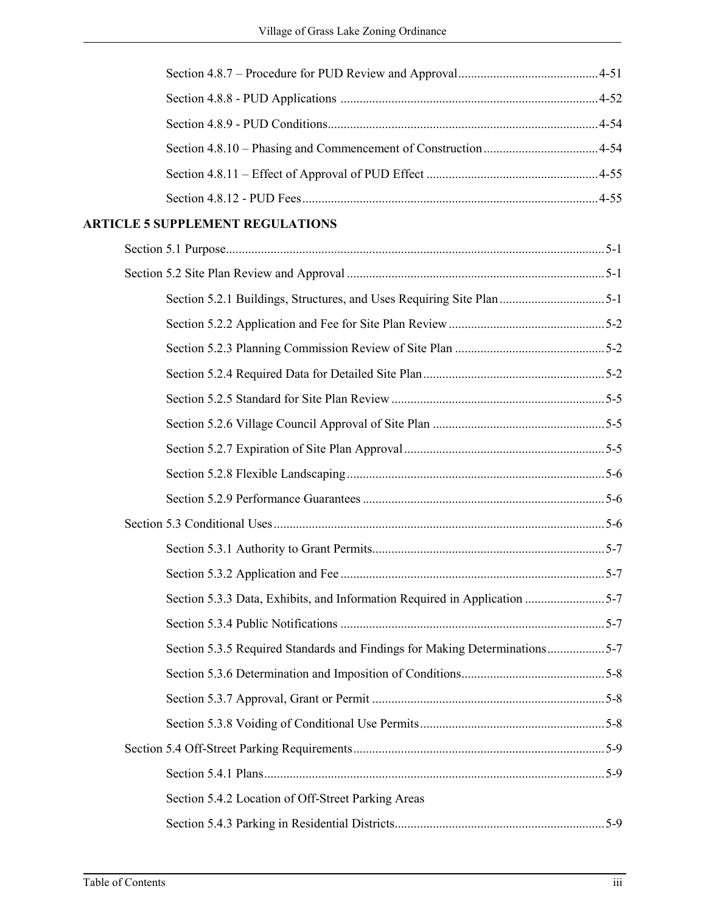Section 4.8.7 – Procedure for PUD Review and Approval ............................................ 4-51

Section 4.8.8 - PUD Applications ................................................................................ 4-52

Section 4.8.9 - PUD Conditions.................................................................................... 4-54

Section 4.8.10 – Phasing and Commencement of Construction .................................... 4-54

Section 4.8.11 – Effect of Approval of PUD Effect ...................................................... 4-55

Section 4.8.12 - PUD Fees............................................................................................ 4-55

**ARTICLE 5 SUPPLEMENT REGULATIONS**

Section 5.1 Purpose........................................................................................................ 5-1

Section 5.2 Site Plan Review and Approval .................................................................. 5-1

Section 5.2.1 Buildings, Structures, and Uses Requiring Site Plan ................................. 5-1

Section 5.2.2 Application and Fee for Site Plan Review ................................................. 5-2

Section 5.2.3 Planning Commission Review of Site Plan ............................................... 5-2

Section 5.2.4 Required Data for Detailed Site Plan ......................................................... 5-2

Section 5.2.5 Standard for Site Plan Review ................................................................... 5-5

Section 5.2.6 Village Council Approval of Site Plan ...................................................... 5-5

Section 5.2.7 Expiration of Site Plan Approval ............................................................... 5-5

Section 5.2.8 Flexible Landscaping ................................................................................. 5-6

Section 5.2.9 Performance Guarantees ............................................................................ 5-6

Section 5.3 Conditional Uses........................................................................................... 5-6

Section 5.3.1 Authority to Grant Permits......................................................................... 5-7

Section 5.3.2 Application and Fee ................................................................................... 5-7

Section 5.3.3 Data, Exhibits, and Information Required in Application ......................... 5-7

Section 5.3.4 Public Notifications ................................................................................... 5-7

Section 5.3.5 Required Standards and Findings for Making Determinations.................. 5-7

Section 5.3.6 Determination and Imposition of Conditions............................................. 5-8

Section 5.3.7 Approval, Grant or Permit ......................................................................... 5-8

Section 5.3.8 Voiding of Conditional Use Permits.......................................................... 5-8

Section 5.4 Off-Street Parking Requirements.................................................................. 5-9

Section 5.4.1 Plans........................................................................................................... 5-9

Section 5.4.2 Location of Off-Street Parking Areas

Section 5.4.3 Parking in Residential Districts.................................................................. 5-9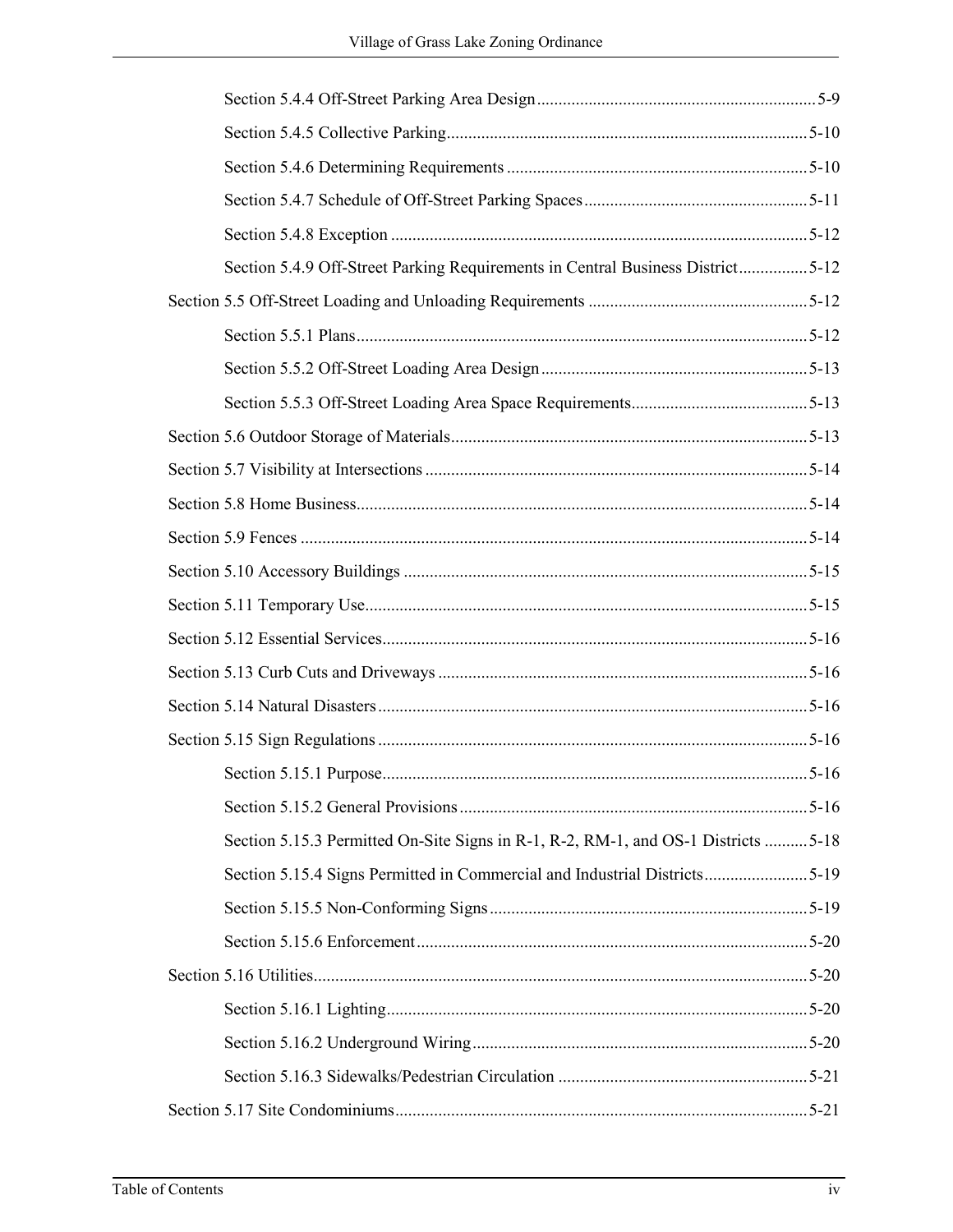Section 5.4.4 Off-Street Parking Area Design ........................................ 5-9

Section 5.4.5 Collective Parking ........................................ 5-10

Section 5.4.6 Determining Requirements ........................................ 5-10

Section 5.4.7 Schedule of Off-Street Parking Spaces ........................................ 5-11

Section 5.4.8 Exception ........................................ 5-12

Section 5.4.9 Off-Street Parking Requirements in Central Business District ........................................ 5-12

Section 5.5 Off-Street Loading and Unloading Requirements ........................................ 5-12

Section 5.5.1 Plans ........................................ 5-12

Section 5.5.2 Off-Street Loading Area Design ........................................ 5-13

Section 5.5.3 Off-Street Loading Area Space Requirements ........................................ 5-13

Section 5.6 Outdoor Storage of Materials ........................................ 5-13

Section 5.7 Visibility at Intersections ........................................ 5-14

Section 5.8 Home Business ........................................ 5-14

Section 5.9 Fences ........................................ 5-14

Section 5.10 Accessory Buildings ........................................ 5-15

Section 5.11 Temporary Use ........................................ 5-15

Section 5.12 Essential Services ........................................ 5-16

Section 5.13 Curb Cuts and Driveways ........................................ 5-16

Section 5.14 Natural Disasters ........................................ 5-16

Section 5.15 Sign Regulations ........................................ 5-16

Section 5.15.1 Purpose ........................................ 5-16

Section 5.15.2 General Provisions ........................................ 5-16

Section 5.15.3 Permitted On-Site Signs in R-1, R-2, RM-1, and OS-1 Districts ........................................ 5-18

Section 5.15.4 Signs Permitted in Commercial and Industrial Districts ........................................ 5-19

Section 5.15.5 Non-Conforming Signs ........................................ 5-19

Section 5.15.6 Enforcement ........................................ 5-20

Section 5.16 Utilities ........................................ 5-20

Section 5.16.1 Lighting ........................................ 5-20

Section 5.16.2 Underground Wiring ........................................ 5-20

Section 5.16.3 Sidewalks/Pedestrian Circulation ........................................ 5-21

Section 5.17 Site Condominiums ........................................ 5-21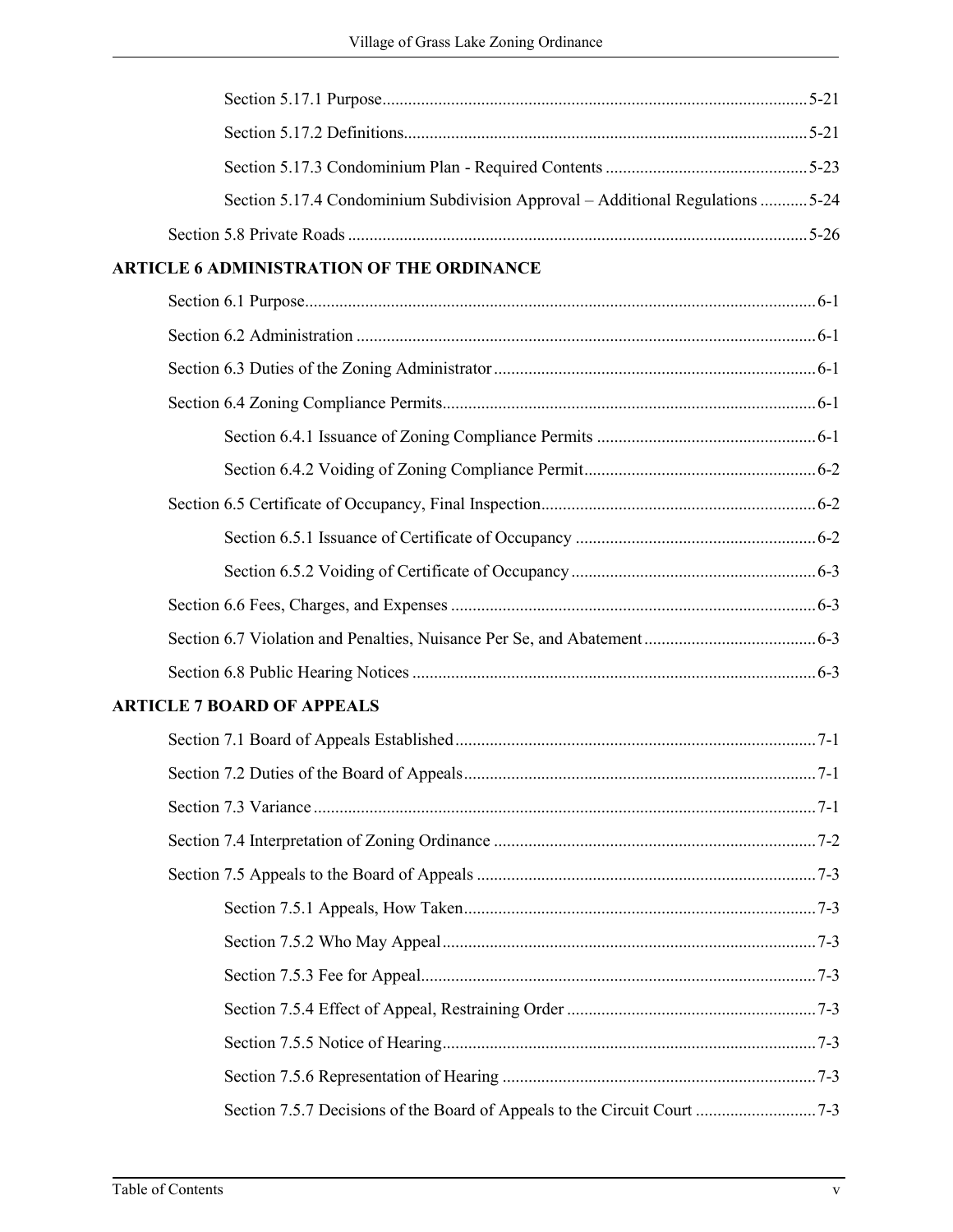Section 5.17.1 Purpose 5-21

Section 5.17.2 Definitions 5-21

Section 5.17.3 Condominium Plan - Required Contents 5-23

Section 5.17.4 Condominium Subdivision Approval – Additional Regulations 5-24

Section 5.8 Private Roads 5-26

**ARTICLE 6 ADMINISTRATION OF THE ORDINANCE**

Section 6.1 Purpose 6-1

Section 6.2 Administration 6-1

Section 6.3 Duties of the Zoning Administrator 6-1

Section 6.4 Zoning Compliance Permits 6-1

Section 6.4.1 Issuance of Zoning Compliance Permits 6-1

Section 6.4.2 Voiding of Zoning Compliance Permit 6-2

Section 6.5 Certificate of Occupancy, Final Inspection 6-2

Section 6.5.1 Issuance of Certificate of Occupancy 6-2

Section 6.5.2 Voiding of Certificate of Occupancy 6-3

Section 6.6 Fees, Charges, and Expenses 6-3

Section 6.7 Violation and Penalties, Nuisance Per Se, and Abatement 6-3

Section 6.8 Public Hearing Notices 6-3

**ARTICLE 7 BOARD OF APPEALS**

Section 7.1 Board of Appeals Established 7-1

Section 7.2 Duties of the Board of Appeals 7-1

Section 7.3 Variance 7-1

Section 7.4 Interpretation of Zoning Ordinance 7-2

Section 7.5 Appeals to the Board of Appeals 7-3

Section 7.5.1 Appeals, How Taken 7-3

Section 7.5.2 Who May Appeal 7-3

Section 7.5.3 Fee for Appeal 7-3

Section 7.5.4 Effect of Appeal, Restraining Order 7-3

Section 7.5.5 Notice of Hearing 7-3

Section 7.5.6 Representation of Hearing 7-3

Section 7.5.7 Decisions of the Board of Appeals to the Circuit Court 7-3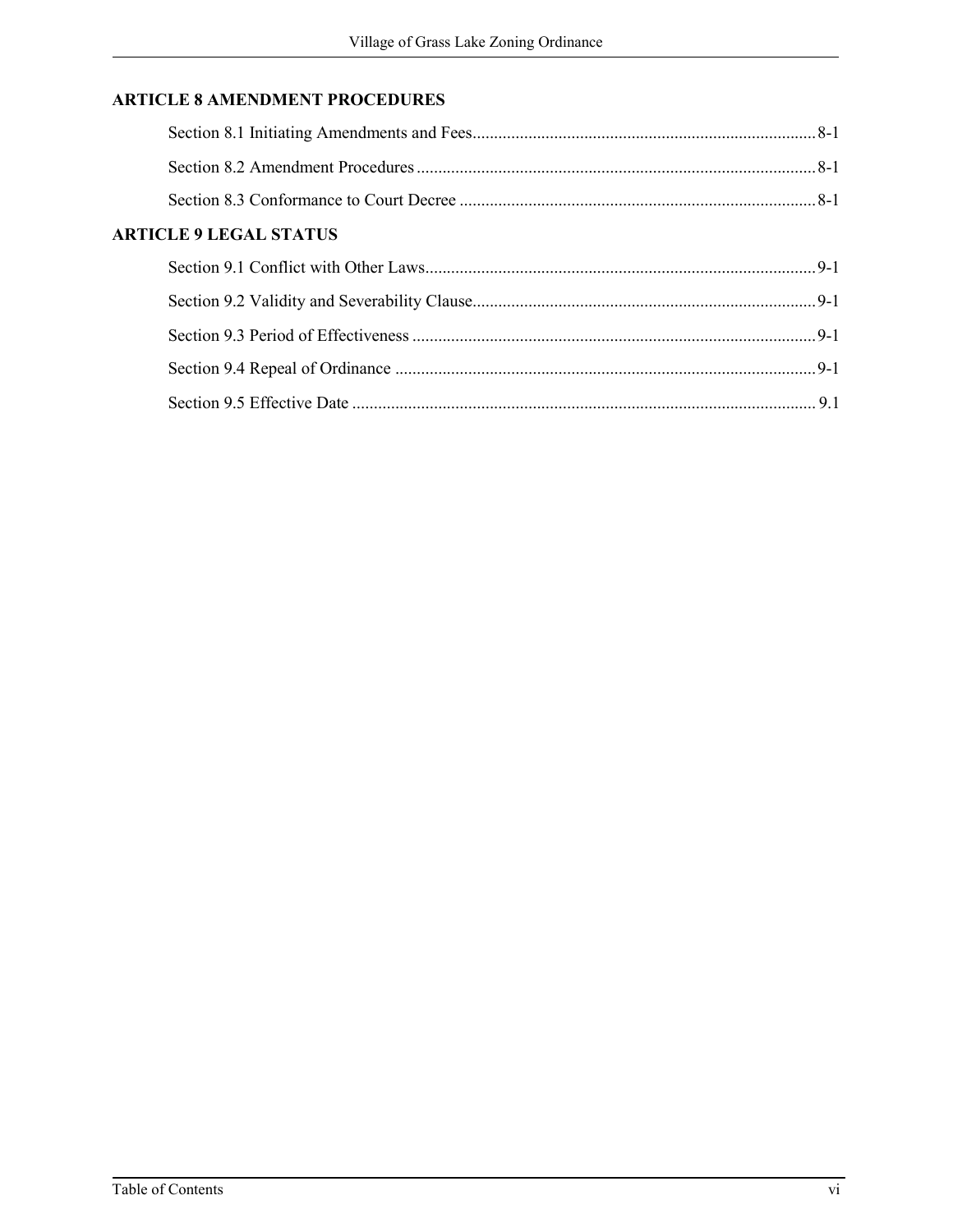**ARTICLE 8 AMENDMENT PROCEDURES**

Section 8.1 Initiating Amendments and Fees ........ 8-1

Section 8.2 Amendment Procedures ........ 8-1

Section 8.3 Conformance to Court Decree ........ 8-1

**ARTICLE 9 LEGAL STATUS**

Section 9.1 Conflict with Other Laws ........ 9-1

Section 9.2 Validity and Severability Clause ........ 9-1

Section 9.3 Period of Effectiveness ........ 9-1

Section 9.4 Repeal of Ordinance ........ 9-1

Section 9.5 Effective Date ........ 9.1